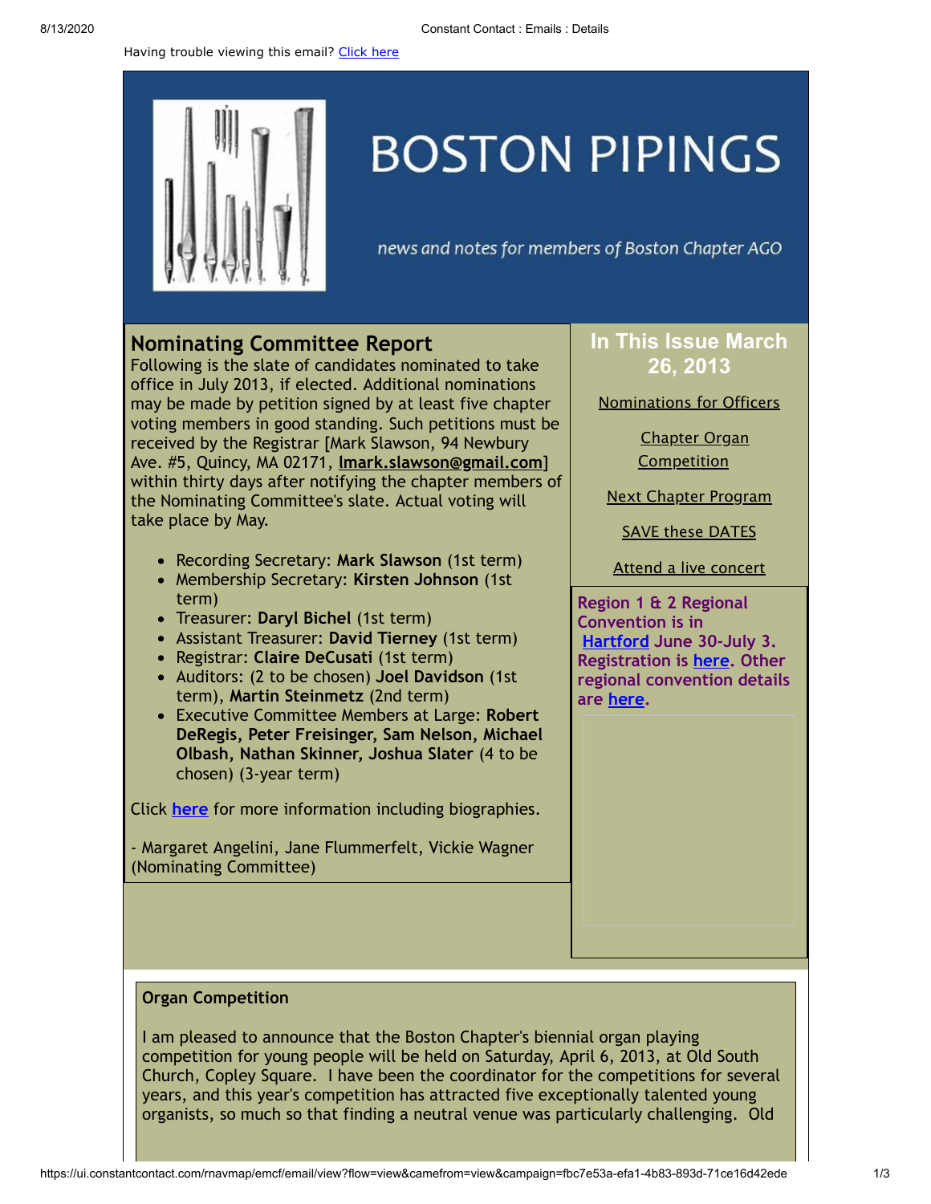Having trouble viewing this email? Click here

# BOSTON PIPINGS

*news and notes for members of Boston Chapter AGO*

## In This Issue March 26, 2013

Nominations for Officers

Chapter Organ Competition

Next Chapter Program

SAVE these DATES

Attend a live concert

**Region 1 & 2 Regional Convention is in Hartford June 30-July 3. Registration is here. Other regional convention details are here.**

## Nominating Committee Report

Following is the slate of candidates nominated to take office in July 2013, if elected. Additional nominations may be made by petition signed by at least five chapter voting members in good standing. Such petitions must be received by the Registrar [Mark Slawson, 94 Newbury Ave. #5, Quincy, MA 02171, **lmark.slawson@gmail.com**] within thirty days after notifying the chapter members of the Nominating Committee's slate. Actual voting will take place by May.

- Recording Secretary: **Mark Slawson** (1st term)
- Membership Secretary: **Kirsten Johnson** (1st term)
- Treasurer: **Daryl Bichel** (1st term)
- Assistant Treasurer: **David Tierney** (1st term)
- Registrar: **Claire DeCusati** (1st term)
- Auditors: (2 to be chosen) **Joel Davidson** (1st term), **Martin Steinmetz** (2nd term)
- Executive Committee Members at Large: **Robert DeRegis, Peter Freisinger, Sam Nelson, Michael Olbash, Nathan Skinner, Joshua Slater** (4 to be chosen) (3-year term)

Click **here** for more information including biographies.

- Margaret Angelini, Jane Flummerfelt, Vickie Wagner (Nominating Committee)

**Organ Competition**

I am pleased to announce that the Boston Chapter's biennial organ playing competition for young people will be held on Saturday, April 6, 2013, at Old South Church, Copley Square. I have been the coordinator for the competitions for several years, and this year's competition has attracted five exceptionally talented young organists, so much so that finding a neutral venue was particularly challenging. Old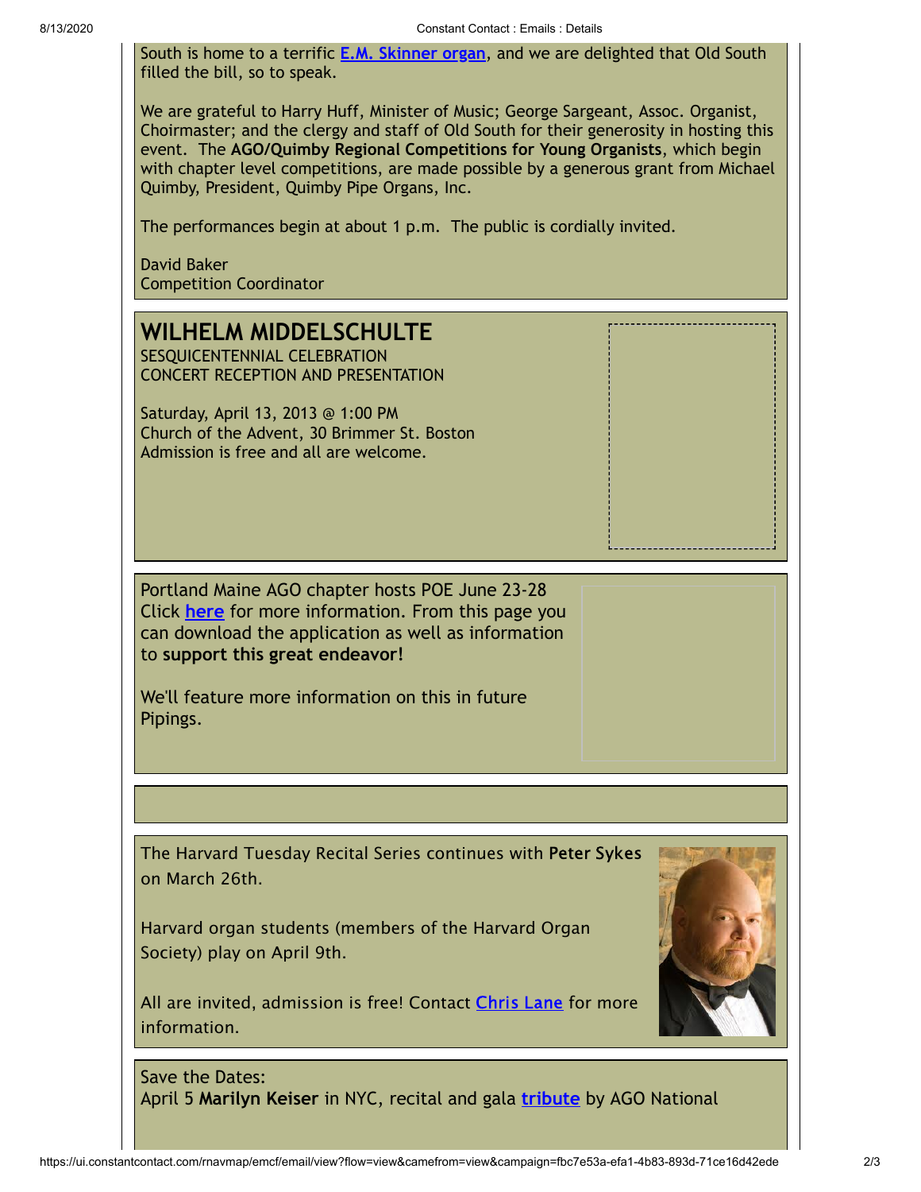South is home to a terrific **E.M. Skinner organ**, and we are delighted that Old South filled the bill, so to speak.

We are grateful to Harry Huff, Minister of Music; George Sargeant, Assoc. Organist, Choirmaster; and the clergy and staff of Old South for their generosity in hosting this event. The **AGO/Quimby Regional Competitions for Young Organists**, which begin with chapter level competitions, are made possible by a generous grant from Michael Quimby, President, Quimby Pipe Organs, Inc.

The performances begin at about 1 p.m. The public is cordially invited.

David Baker
Competition Coordinator

## WILHELM MIDDELSCHULTE

SESQUICENTENNIAL CELEBRATION
CONCERT RECEPTION AND PRESENTATION

Saturday, April 13, 2013 @ 1:00 PM
Church of the Advent, 30 Brimmer St. Boston
Admission is free and all are welcome.

Portland Maine AGO chapter hosts POE June 23-28
Click **here** for more information. From this page you can download the application as well as information to **support this great endeavor!**

We'll feature more information on this in future Pipings.

The Harvard Tuesday Recital Series continues with **Peter Sykes** on March 26th.

Harvard organ students (members of the Harvard Organ Society) play on April 9th.

All are invited, admission is free! Contact Chris Lane for more information.

Save the Dates:
April 5 **Marilyn Keiser** in NYC, recital and gala **tribute** by AGO National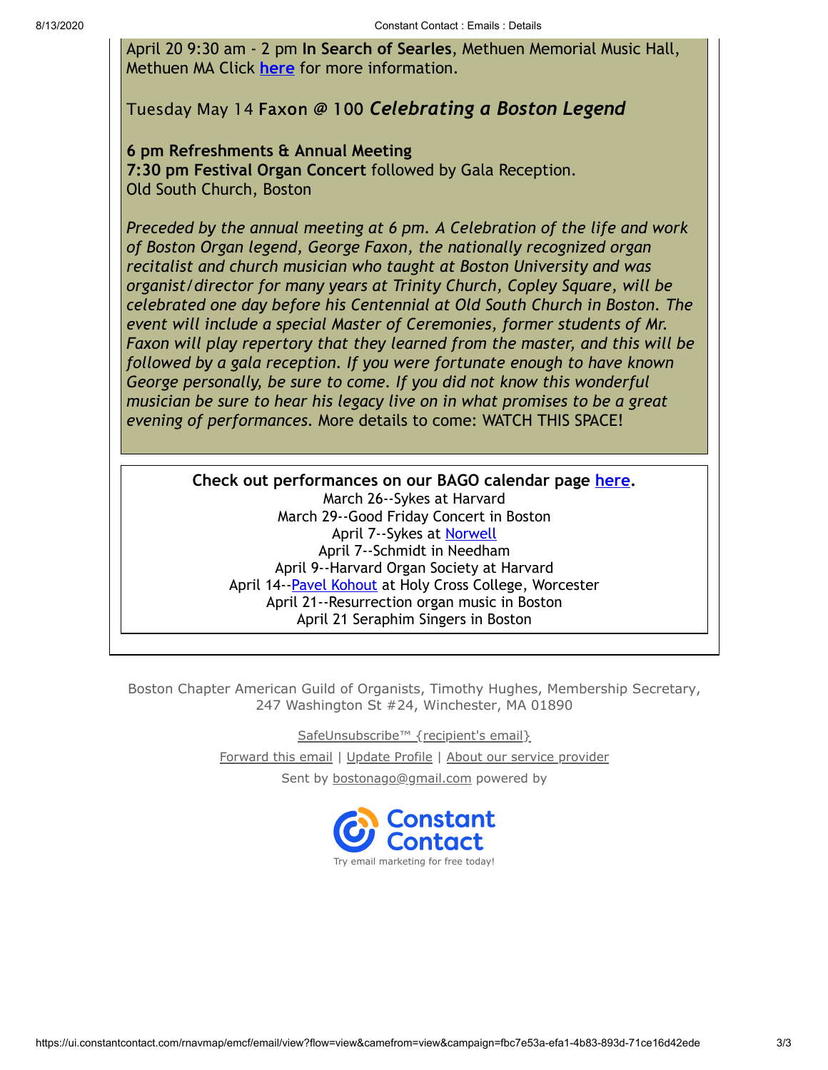April 20 9:30 am - 2 pm **In Search of Searles**, Methuen Memorial Music Hall, Methuen MA Click **here** for more information.

Tuesday May 14 **Faxon @** 100 ***Celebrating a Boston Legend***

**6 pm Refreshments & Annual Meeting**
**7:30 pm Festival Organ Concert** followed by Gala Reception.
Old South Church, Boston

*Preceded by the annual meeting at 6 pm. A Celebration of the life and work of Boston Organ legend, George Faxon, the nationally recognized organ recitalist and church musician who taught at Boston University and was organist/director for many years at Trinity Church, Copley Square, will be celebrated one day before his Centennial at Old South Church in Boston. The event will include a special Master of Ceremonies, former students of Mr. Faxon will play repertory that they learned from the master, and this will be followed by a gala reception. If you were fortunate enough to have known George personally, be sure to come. If you did not know this wonderful musician be sure to hear his legacy live on in what promises to be a great evening of performances.* More details to come: WATCH THIS SPACE!

**Check out performances on our BAGO calendar page here.**

March 26--Sykes at Harvard
March 29--Good Friday Concert in Boston
April 7--Sykes at Norwell
April 7--Schmidt in Needham
April 9--Harvard Organ Society at Harvard
April 14--Pavel Kohout at Holy Cross College, Worcester
April 21--Resurrection organ music in Boston
April 21 Seraphim Singers in Boston

Boston Chapter American Guild of Organists, Timothy Hughes, Membership Secretary, 247 Washington St #24, Winchester, MA 01890

SafeUnsubscribe™ {recipient's email}

Forward this email | Update Profile | About our service provider

Sent by bostonago@gmail.com powered by

Constant Contact

Try email marketing for free today!